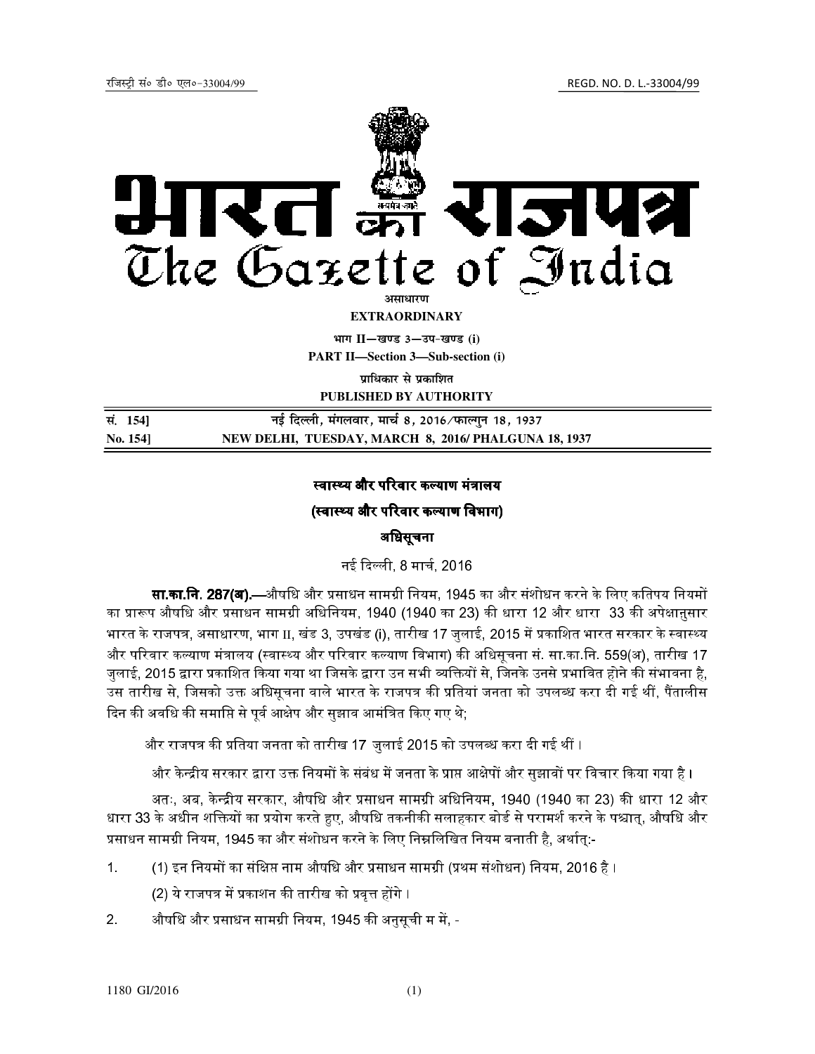रजिस्ट्री सं० डी० एल०-33004/99 REGD. NO. D. L.-33004/99

# भारत का राजपत्र
# The Gazette of India

असाधारण

**EXTRAORDINARY**

भाग II—खण्ड 3—उप-खण्ड (i)

**PART II—Section 3—Sub-section (i)**

प्राधिकार से प्रकाशित

**PUBLISHED BY AUTHORITY**

| | |
|---|---|
| सं. 154] | नई दिल्ली, मंगलवार, मार्च 8, 2016/फाल्गुन 18, 1937 |
| No. 154] | NEW DELHI, TUESDAY, MARCH 8, 2016/ PHALGUNA 18, 1937 |

## स्वास्थ्य और परिवार कल्याण मंत्रालय

## (स्वास्थ्य और परिवार कल्याण विभाग)

## अधिसूचना

नई दिल्ली, 8 मार्च, 2016

**सा.का.नि. 287(अ).**—औषधि और प्रसाधन सामग्री नियम, 1945 का और संशोधन करने के लिए कतिपय नियमों का प्रारूप औषधि और प्रसाधन सामग्री अधिनियम, 1940 (1940 का 23) की धारा 12 और धारा 33 की अपेक्षानुसार भारत के राजपत्र, असाधारण, भाग II, खंड 3, उपखंड (i), तारीख 17 जुलाई, 2015 में प्रकाशित भारत सरकार के स्वास्थ्य और परिवार कल्याण मंत्रालय (स्वास्थ्य और परिवार कल्याण विभाग) की अधिसूचना सं. सा.का.नि. 559(अ), तारीख 17 जुलाई, 2015 द्वारा प्रकाशित किया गया था जिसके द्वारा उन सभी व्यक्तियों से, जिनके उनसे प्रभावित होने की संभावना है, उस तारीख से, जिसको उक्त अधिसूचना वाले भारत के राजपत्र की प्रतियां जनता को उपलब्ध करा दी गई थीं, पैंतालीस दिन की अवधि की समाप्ति से पूर्व आक्षेप और सुझाव आमंत्रित किए गए थे;

और राजपत्र की प्रतिया जनता को तारीख 17 जुलाई 2015 को उपलब्ध करा दी गई थीं ।

और केन्द्रीय सरकार द्वारा उक्त नियमों के संबंध में जनता के प्राप्त आक्षेपों और सुझावों पर विचार किया गया है ।

अतः, अब, केन्द्रीय सरकार, औषधि और प्रसाधन सामग्री अधिनियम, 1940 (1940 का 23) की धारा 12 और धारा 33 के अधीन शक्तियों का प्रयोग करते हुए, औषधि तकनीकी सलाहकार बोर्ड से परामर्श करने के पश्चात्, औषधि और प्रसाधन सामग्री नियम, 1945 का और संशोधन करने के लिए निम्नलिखित नियम बनाती है, अर्थात्:-

1. (1) इन नियमों का संक्षिप्त नाम औषधि और प्रसाधन सामग्री (प्रथम संशोधन) नियम, 2016 है ।

   (2) ये राजपत्र में प्रकाशन की तारीख को प्रवृत्त होंगे ।

2. औषधि और प्रसाधन सामग्री नियम, 1945 की अनुसूची म में, -

1180 GI/2016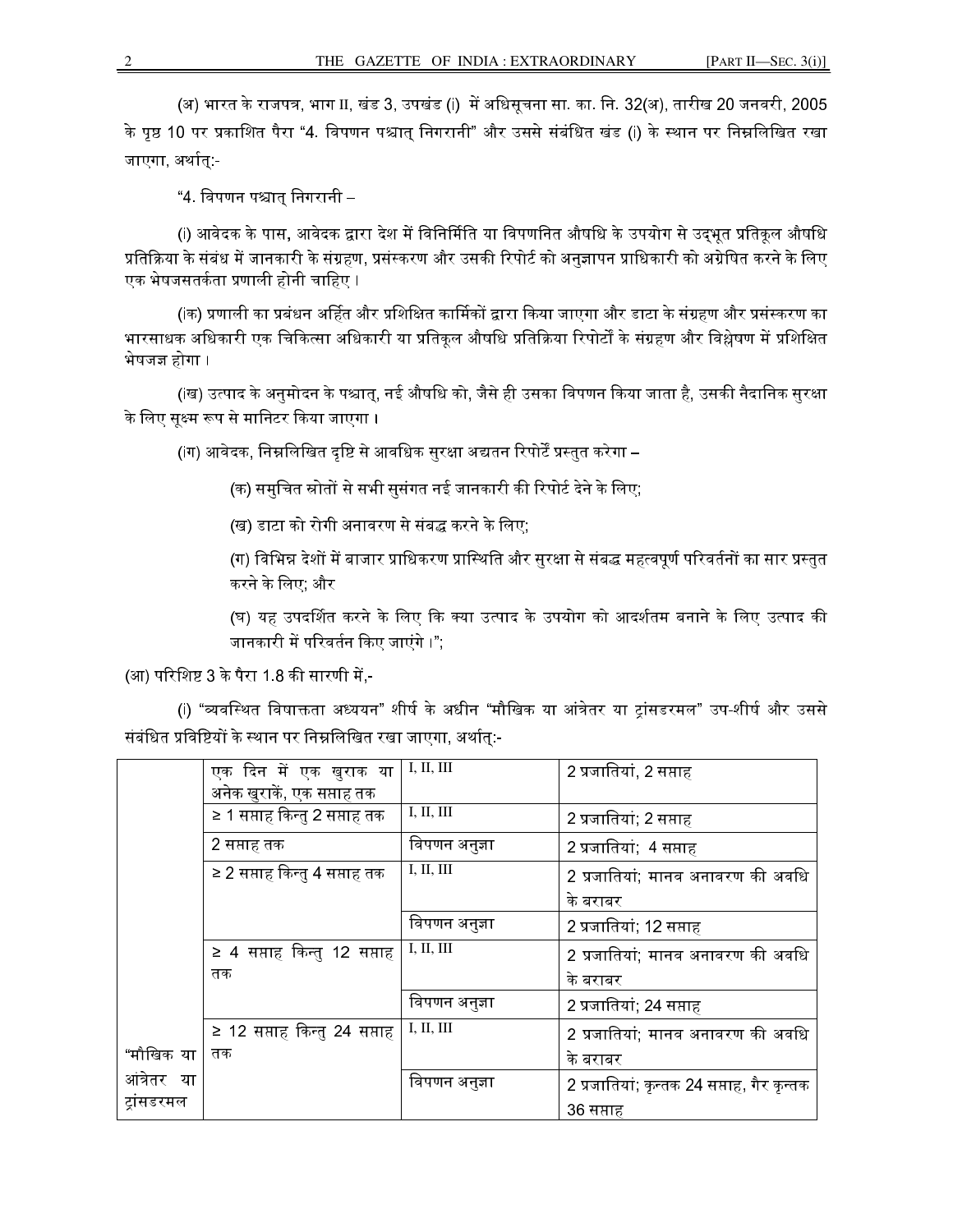(अ) भारत के राजपत्र, भाग II, खंड 3, उपखंड (i) में अधिसूचना सा. का. नि. 32(अ), तारीख 20 जनवरी, 2005 के पृष्ठ 10 पर प्रकाशित पैरा "4. विपणन पश्चात् निगरानी" और उससे संबंधित खंड (i) के स्थान पर निम्नलिखित रखा जाएगा, अर्थात्:-

"4. विपणन पश्चात् निगरानी –

(i) आवेदक के पास, आवेदक द्वारा देश में विनिर्मिति या विपणनित औषधि के उपयोग से उद्भूत प्रतिकूल औषधि प्रतिक्रिया के संबंध में जानकारी के संग्रहण, प्रसंस्करण और उसकी रिपोर्ट को अनुज्ञापन प्राधिकारी को अग्रेषित करने के लिए एक भेषजसतर्कता प्रणाली होनी चाहिए ।

(क) प्रणाली का प्रबंधन अर्हित और प्रशिक्षित कार्मिकों द्वारा किया जाएगा और डाटा के संग्रहण और प्रसंस्करण का भारसाधक अधिकारी एक चिकित्सा अधिकारी या प्रतिकूल औषधि प्रतिक्रिया रिपोर्टों के संग्रहण और विश्लेषण में प्रशिक्षित भेषजज्ञ होगा ।

(ख) उत्पाद के अनुमोदन के पश्चात्, नई औषधि को, जैसे ही उसका विपणन किया जाता है, उसकी नैदानिक सुरक्षा के लिए सूक्ष्म रूप से मानिटर किया जाएगा ।

(ग) आवेदक, निम्नलिखित दृष्टि से आवधिक सुरक्षा अद्यतन रिपोर्टें प्रस्तुत करेगा –

(क) समुचित स्रोतों से सभी सुसंगत नई जानकारी की रिपोर्ट देने के लिए;

(ख) डाटा को रोगी अनावरण से संबद्ध करने के लिए;

(ग) विभिन्न देशों में बाजार प्राधिकरण प्रास्थिति और सुरक्षा से संबद्ध महत्वपूर्ण परिवर्तनों का सार प्रस्तुत करने के लिए; और

(घ) यह उपदर्शित करने के लिए कि क्या उत्पाद के उपयोग को आदर्शतम बनाने के लिए उत्पाद की जानकारी में परिवर्तन किए जाएंगे ।";

(आ) परिशिष्ट 3 के पैरा 1.8 की सारणी में,-

(i) "व्यवस्थित विषाक्तता अध्ययन" शीर्ष के अधीन "मौखिक या आंत्रेतर या ट्रांसडरमल" उप-शीर्ष और उससे संबंधित प्रविष्टियों के स्थान पर निम्नलिखित रखा जाएगा, अर्थात्:-

| | | | |
|---|---|---|---|
| | एक दिन में एक खुराक या अनेक खुराकें, एक सप्ताह तक | I, II, III | 2 प्रजातियां, 2 सप्ताह |
| | ≥ 1 सप्ताह किन्तु 2 सप्ताह तक | I, II, III | 2 प्रजातियां; 2 सप्ताह |
| | 2 सप्ताह तक | विपणन अनुज्ञा | 2 प्रजातियां; 4 सप्ताह |
| | ≥ 2 सप्ताह किन्तु 4 सप्ताह तक | I, II, III | 2 प्रजातियां; मानव अनावरण की अवधि के बराबर |
| | | विपणन अनुज्ञा | 2 प्रजातियां; 12 सप्ताह |
| | ≥ 4 सप्ताह किन्तु 12 सप्ताह तक | I, II, III | 2 प्रजातियां; मानव अनावरण की अवधि के बराबर |
| | | विपणन अनुज्ञा | 2 प्रजातियां; 24 सप्ताह |
| "मौखिक या आंत्रेतर या ट्रांसडरमल | ≥ 12 सप्ताह किन्तु 24 सप्ताह तक | I, II, III | 2 प्रजातियां; मानव अनावरण की अवधि के बराबर |
| | | विपणन अनुज्ञा | 2 प्रजातियां; कृन्तक 24 सप्ताह, गैर कृन्तक 36 सप्ताह |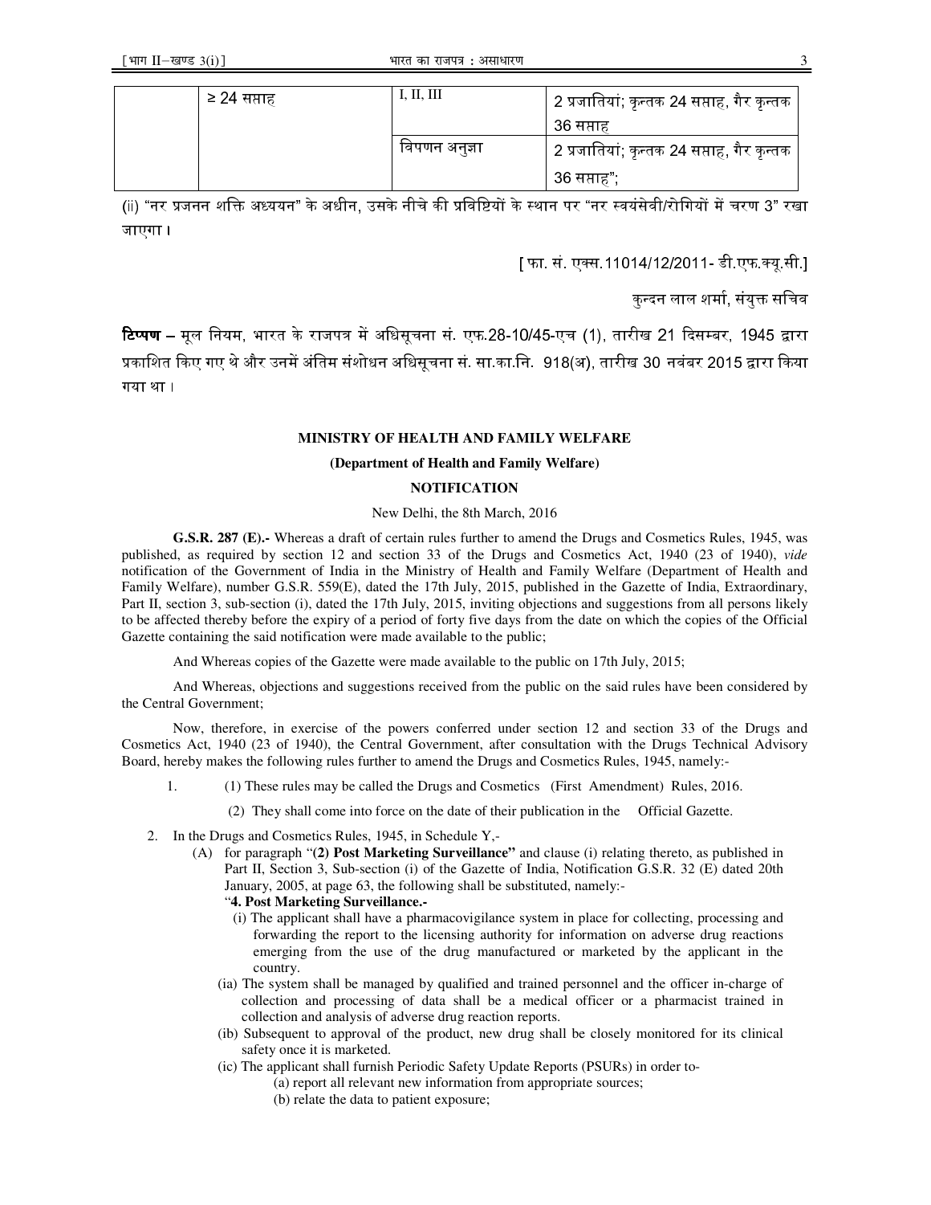| | ≥ 24 सप्ताह | I, II, III | 2 प्रजातियां; कृन्तक 24 सप्ताह, गैर कृन्तक 36 सप्ताह |
|---|---|---|---|
| | | विपणन अनुज्ञा | 2 प्रजातियां; कृन्तक 24 सप्ताह, गैर कृन्तक 36 सप्ताह"; |

(ii) "नर प्रजनन शक्ति अध्ययन" के अधीन, उसके नीचे की प्रविष्टियों के स्थान पर "नर स्वयंसेवी/रोगियों में चरण 3" रखा जाएगा।

[ फा. सं. एक्स.11014/12/2011- डी.एफ.क्यू.सी.]

कुन्दन लाल शर्मा, संयुक्त सचिव

**टिप्पण** – मूल नियम, भारत के राजपत्र में अधिसूचना सं. एफ.28-10/45-एच (1), तारीख 21 दिसम्बर, 1945 द्वारा प्रकाशित किए गए थे और उनमें अंतिम संशोधन अधिसूचना सं. सा.का.नि. 918(अ), तारीख 30 नवंबर 2015 द्वारा किया गया था।

**MINISTRY OF HEALTH AND FAMILY WELFARE**

**(Department of Health and Family Welfare)**

**NOTIFICATION**

New Delhi, the 8th March, 2016

**G.S.R. 287 (E).-** Whereas a draft of certain rules further to amend the Drugs and Cosmetics Rules, 1945, was published, as required by section 12 and section 33 of the Drugs and Cosmetics Act, 1940 (23 of 1940), *vide* notification of the Government of India in the Ministry of Health and Family Welfare (Department of Health and Family Welfare), number G.S.R. 559(E), dated the 17th July, 2015, published in the Gazette of India, Extraordinary, Part II, section 3, sub-section (i), dated the 17th July, 2015, inviting objections and suggestions from all persons likely to be affected thereby before the expiry of a period of forty five days from the date on which the copies of the Official Gazette containing the said notification were made available to the public;

And Whereas copies of the Gazette were made available to the public on 17th July, 2015;

And Whereas, objections and suggestions received from the public on the said rules have been considered by the Central Government;

Now, therefore, in exercise of the powers conferred under section 12 and section 33 of the Drugs and Cosmetics Act, 1940 (23 of 1940), the Central Government, after consultation with the Drugs Technical Advisory Board, hereby makes the following rules further to amend the Drugs and Cosmetics Rules, 1945, namely:-

1. (1) These rules may be called the Drugs and Cosmetics (First Amendment) Rules, 2016.

   (2) They shall come into force on the date of their publication in the Official Gazette.

2. In the Drugs and Cosmetics Rules, 1945, in Schedule Y,-

   (A) for paragraph "**(2) Post Marketing Surveillance"** and clause (i) relating thereto, as published in Part II, Section 3, Sub-section (i) of the Gazette of India, Notification G.S.R. 32 (E) dated 20th January, 2005, at page 63, the following shall be substituted, namely:-

   "**4. Post Marketing Surveillance.-**

   (i) The applicant shall have a pharmacovigilance system in place for collecting, processing and forwarding the report to the licensing authority for information on adverse drug reactions emerging from the use of the drug manufactured or marketed by the applicant in the country.

   (ia) The system shall be managed by qualified and trained personnel and the officer in-charge of collection and processing of data shall be a medical officer or a pharmacist trained in collection and analysis of adverse drug reaction reports.

   (ib) Subsequent to approval of the product, new drug shall be closely monitored for its clinical safety once it is marketed.

   (ic) The applicant shall furnish Periodic Safety Update Reports (PSURs) in order to-

   (a) report all relevant new information from appropriate sources;

   (b) relate the data to patient exposure;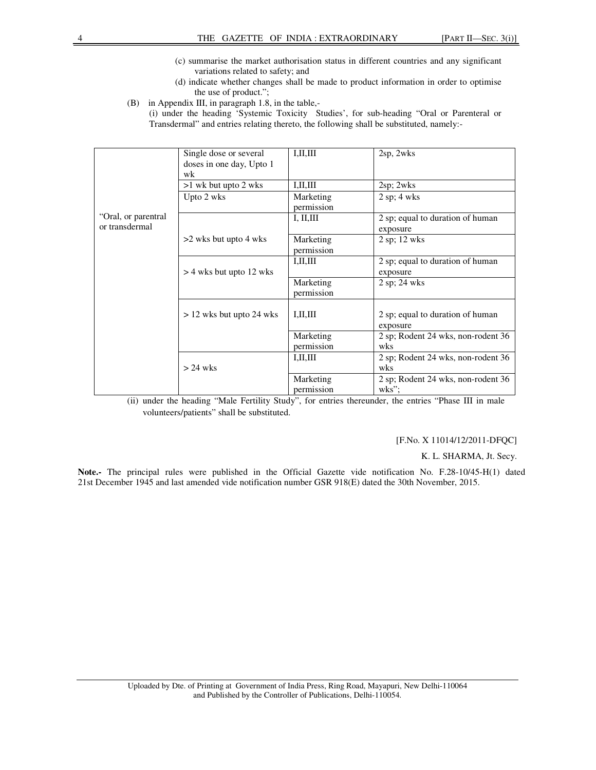(c) summarise the market authorisation status in different countries and any significant variations related to safety; and

(d) indicate whether changes shall be made to product information in order to optimise the use of product.";

(B) in Appendix III, in paragraph 1.8, in the table,-

(i) under the heading 'Systemic Toxicity Studies', for sub-heading "Oral or Parenteral or Transdermal" and entries relating thereto, the following shall be substituted, namely:-

| | | | |
|---|---|---|---|
| "Oral, or parentral or transdermal | Single dose or several doses in one day, Upto 1 wk | I,II,III | 2sp, 2wks |
| | >1 wk but upto 2 wks | I,II,III | 2sp; 2wks |
| | Upto 2 wks | Marketing permission | 2 sp; 4 wks |
| | >2 wks but upto 4 wks | I, II,III | 2 sp; equal to duration of human exposure |
| | | Marketing permission | 2 sp; 12 wks |
| | > 4 wks but upto 12 wks | I,II,III | 2 sp; equal to duration of human exposure |
| | | Marketing permission | 2 sp; 24 wks |
| | > 12 wks but upto 24 wks | I,II,III | 2 sp; equal to duration of human exposure |
| | | Marketing permission | 2 sp; Rodent 24 wks, non-rodent 36 wks |
| | > 24 wks | I,II,III | 2 sp; Rodent 24 wks, non-rodent 36 wks |
| | | Marketing permission | 2 sp; Rodent 24 wks, non-rodent 36 wks"; |

(ii) under the heading "Male Fertility Study", for entries thereunder, the entries "Phase III in male volunteers/patients" shall be substituted.

[F.No. X 11014/12/2011-DFQC]

K. L. SHARMA, Jt. Secy.

**Note.-** The principal rules were published in the Official Gazette vide notification No. F.28-10/45-H(1) dated 21st December 1945 and last amended vide notification number GSR 918(E) dated the 30th November, 2015.

Uploaded by Dte. of Printing at Government of India Press, Ring Road, Mayapuri, New Delhi-110064
and Published by the Controller of Publications, Delhi-110054.